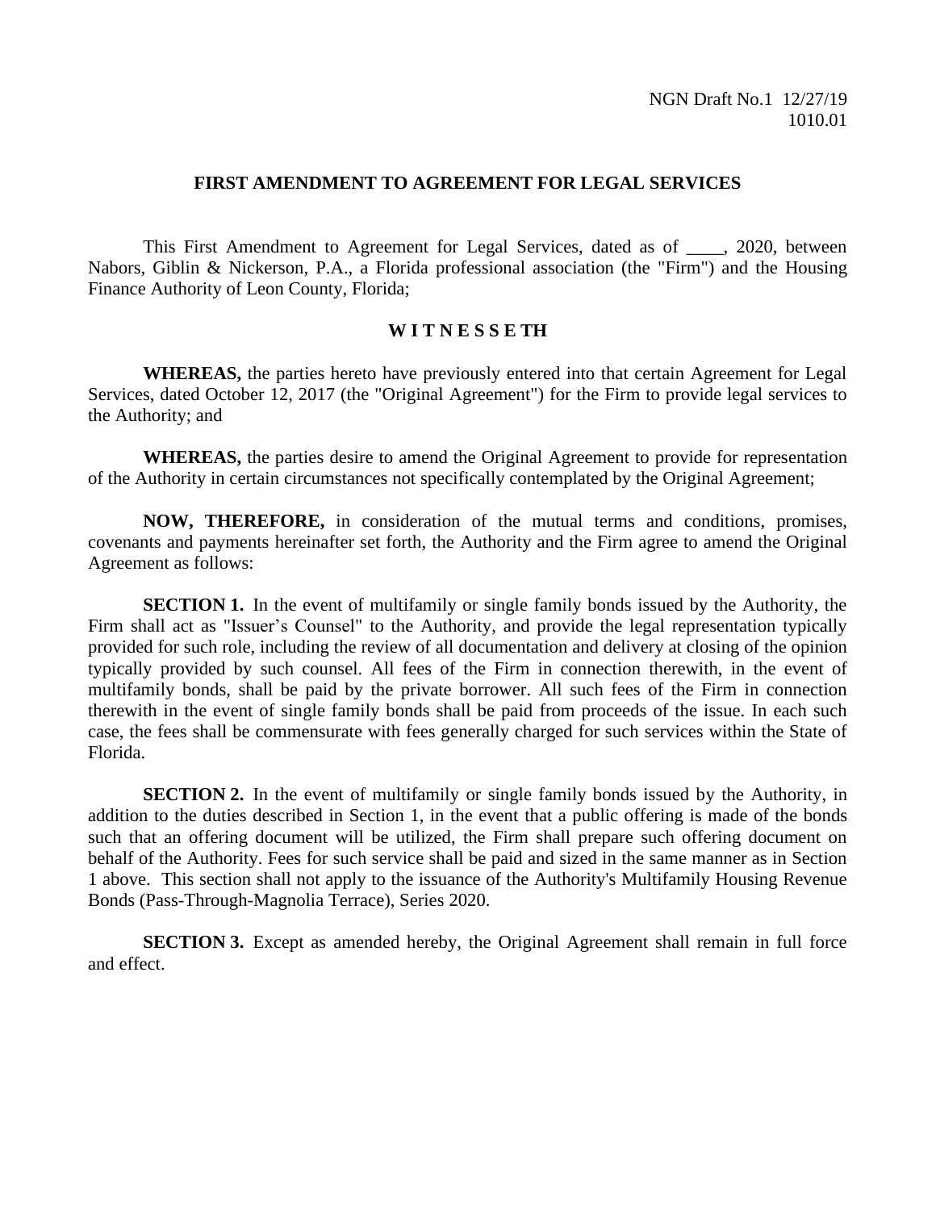NGN Draft No.1 12/27/19
1010.01

# FIRST AMENDMENT TO AGREEMENT FOR LEGAL SERVICES

This First Amendment to Agreement for Legal Services, dated as of ____, 2020, between Nabors, Giblin & Nickerson, P.A., a Florida professional association (the "Firm") and the Housing Finance Authority of Leon County, Florida;

## W I T N E S S E TH

**WHEREAS,** the parties hereto have previously entered into that certain Agreement for Legal Services, dated October 12, 2017 (the "Original Agreement") for the Firm to provide legal services to the Authority; and

**WHEREAS,** the parties desire to amend the Original Agreement to provide for representation of the Authority in certain circumstances not specifically contemplated by the Original Agreement;

**NOW, THEREFORE,** in consideration of the mutual terms and conditions, promises, covenants and payments hereinafter set forth, the Authority and the Firm agree to amend the Original Agreement as follows:

**SECTION 1.** In the event of multifamily or single family bonds issued by the Authority, the Firm shall act as "Issuer's Counsel" to the Authority, and provide the legal representation typically provided for such role, including the review of all documentation and delivery at closing of the opinion typically provided by such counsel. All fees of the Firm in connection therewith, in the event of multifamily bonds, shall be paid by the private borrower. All such fees of the Firm in connection therewith in the event of single family bonds shall be paid from proceeds of the issue. In each such case, the fees shall be commensurate with fees generally charged for such services within the State of Florida.

**SECTION 2.** In the event of multifamily or single family bonds issued by the Authority, in addition to the duties described in Section 1, in the event that a public offering is made of the bonds such that an offering document will be utilized, the Firm shall prepare such offering document on behalf of the Authority. Fees for such service shall be paid and sized in the same manner as in Section 1 above. This section shall not apply to the issuance of the Authority's Multifamily Housing Revenue Bonds (Pass-Through-Magnolia Terrace), Series 2020.

**SECTION 3.** Except as amended hereby, the Original Agreement shall remain in full force and effect.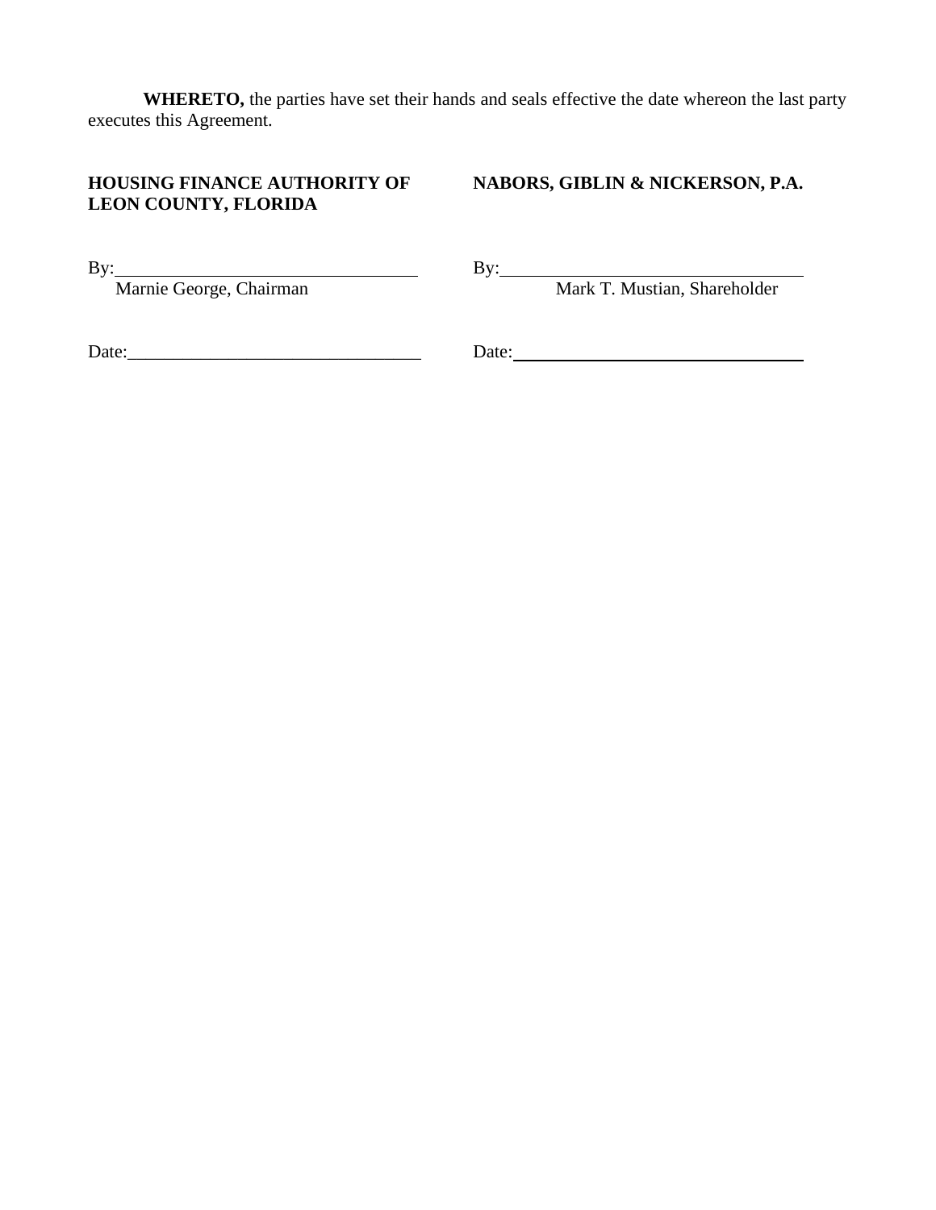**WHERETO,** the parties have set their hands and seals effective the date whereon the last party executes this Agreement.

**HOUSING FINANCE AUTHORITY OF LEON COUNTY, FLORIDA**

By:\_\_\_\_\_\_\_\_\_\_\_\_\_\_\_\_\_\_\_\_\_\_\_\_\_\_\_\_\_\_\_\_
Marnie George, Chairman

Date:\_\_\_\_\_\_\_\_\_\_\_\_\_\_\_\_\_\_\_\_\_\_\_\_\_\_\_\_\_\_

**NABORS, GIBLIN & NICKERSON, P.A.**

By:\_\_\_\_\_\_\_\_\_\_\_\_\_\_\_\_\_\_\_\_\_\_\_\_\_\_\_\_\_\_\_\_
Mark T. Mustian, Shareholder

Date:\_\_\_\_\_\_\_\_\_\_\_\_\_\_\_\_\_\_\_\_\_\_\_\_\_\_\_\_\_\_